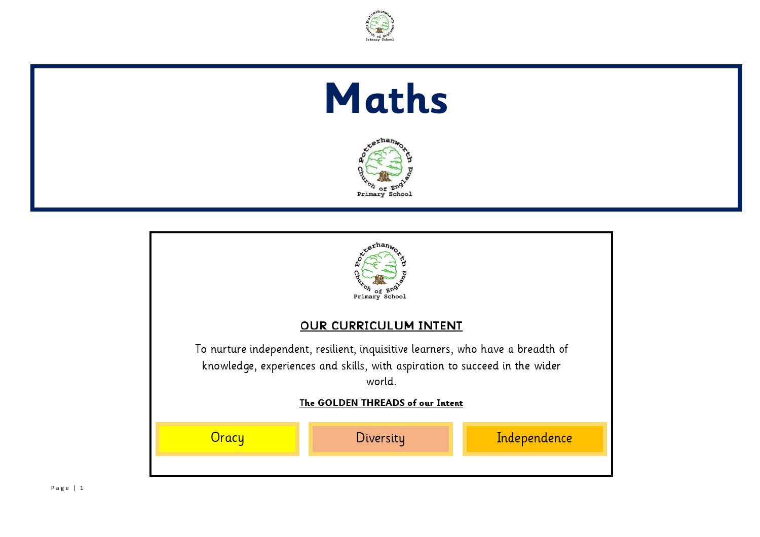# Maths

## OUR CURRICULUM INTENT

To nurture independent, resilient, inquisitive learners, who have a breadth of knowledge, experiences and skills, with aspiration to succeed in the wider world.

**The GOLDEN THREADS of our Intent**

| Oracy | Diversity | Independence |
|---|---|---|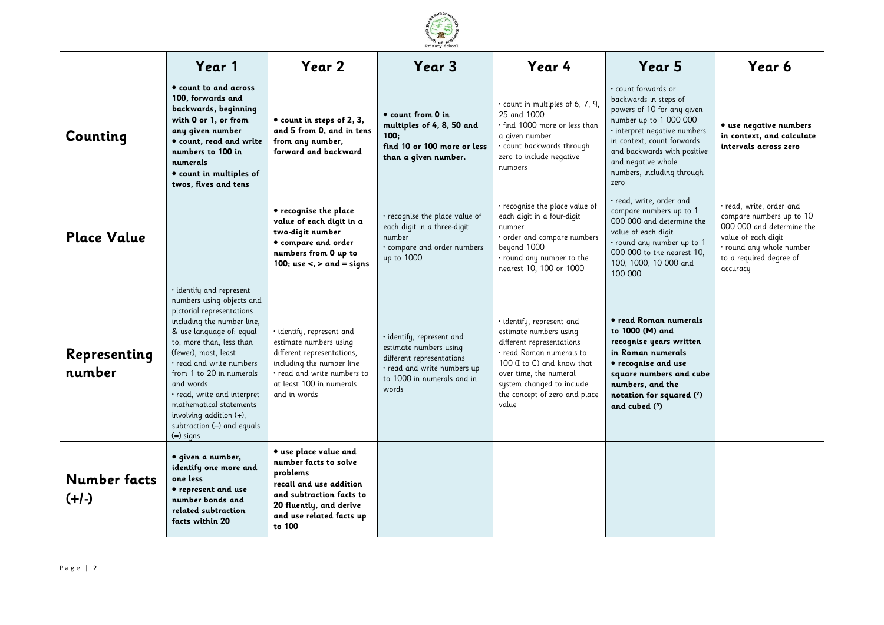| | Year 1 | Year 2 | Year 3 | Year 4 | Year 5 | Year 6 |
|---|---|---|---|---|---|---|
| **Counting** | **• count to and across 100, forwards and backwards, beginning with 0 or 1, or from any given number<br>• count, read and write numbers to 100 in numerals<br>• count in multiples of twos, fives and tens** | **• count in steps of 2, 3, and 5 from 0, and in tens from any number, forward and backward** | **• count from 0 in multiples of 4, 8, 50 and 100;<br>find 10 or 100 more or less than a given number.** | · count in multiples of 6, 7, 9, 25 and 1000<br>· find 1000 more or less than a given number<br>· count backwards through zero to include negative numbers | · count forwards or backwards in steps of powers of 10 for any given number up to 1 000 000<br>· interpret negative numbers in context, count forwards and backwards with positive and negative whole numbers, including through zero | **• use negative numbers in context, and calculate intervals across zero** |
| **Place Value** | | **• recognise the place value of each digit in a two-digit number<br>• compare and order numbers from 0 up to 100; use <, > and = signs** | · recognise the place value of each digit in a three-digit number<br>· compare and order numbers up to 1000 | · recognise the place value of each digit in a four-digit number<br>· order and compare numbers beyond 1000<br>· round any number to the nearest 10, 100 or 1000 | · read, write, order and compare numbers up to 1 000 000 and determine the value of each digit<br>· round any number up to 1 000 000 to the nearest 10, 100, 1000, 10 000 and 100 000 | · read, write, order and compare numbers up to 10 000 000 and determine the value of each digit<br>· round any whole number to a required degree of accuracy |
| **Representing number** | · identify and represent numbers using objects and pictorial representations including the number line, & use language of: equal to, more than, less than (fewer), most, least<br>· read and write numbers from 1 to 20 in numerals and words<br>· read, write and interpret mathematical statements involving addition (+), subtraction (–) and equals (=) signs | · identify, represent and estimate numbers using different representations, including the number line<br>· read and write numbers to at least 100 in numerals and in words | · identify, represent and estimate numbers using different representations<br>· read and write numbers up to 1000 in numerals and in words | · identify, represent and estimate numbers using different representations<br>· read Roman numerals to 100 (I to C) and know that over time, the numeral system changed to include the concept of zero and place value | **• read Roman numerals to 1000 (M) and recognise years written in Roman numerals<br>• recognise and use square numbers and cube numbers, and the notation for squared ($^2$) and cubed ($^3$)** | |
| **Number facts (+/-)** | **• given a number, identify one more and one less<br>• represent and use number bonds and related subtraction facts within 20** | **• use place value and number facts to solve problems<br>recall and use addition and subtraction facts to 20 fluently, and derive and use related facts up to 100** | | | | |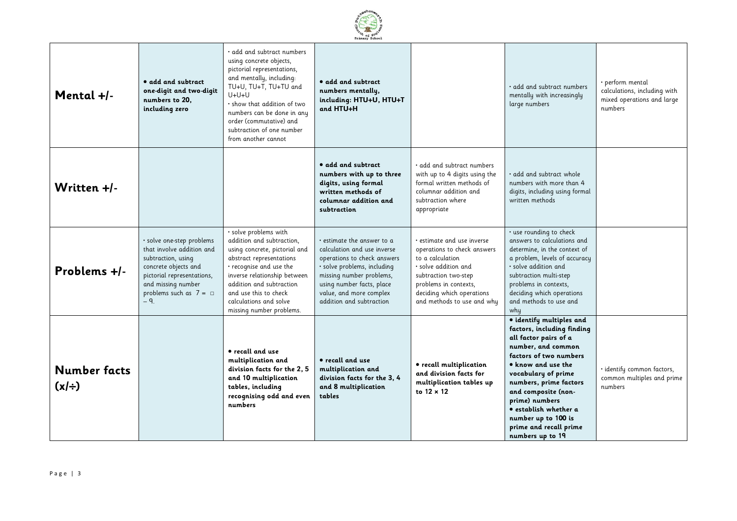| | | | | | | |
|---|---|---|---|---|---|---|
| **Mental +/-** | **• add and subtract one-digit and two-digit numbers to 20, including zero** | · add and subtract numbers using concrete objects, pictorial representations, and mentally, including: TU+U, TU+T, TU+TU and U+U+U<br>· show that addition of two numbers can be done in any order (commutative) and subtraction of one number from another cannot | **• add and subtract numbers mentally, including: HTU+U, HTU+T and HTU+H** | | · add and subtract numbers mentally with increasingly large numbers | · perform mental calculations, including with mixed operations and large numbers |
| **Written +/-** | | | **• add and subtract numbers with up to three digits, using formal written methods of columnar addition and subtraction** | · add and subtract numbers with up to 4 digits using the formal written methods of columnar addition and subtraction where appropriate | · add and subtract whole numbers with more than 4 digits, including using formal written methods | |
| **Problems +/-** | · solve one-step problems that involve addition and subtraction, using concrete objects and pictorial representations, and missing number problems such as $7 = \square - 9$. | · solve problems with addition and subtraction, using concrete, pictorial and abstract representations<br>· recognise and use the inverse relationship between addition and subtraction and use this to check calculations and solve missing number problems. | · estimate the answer to a calculation and use inverse operations to check answers<br>· solve problems, including missing number problems, using number facts, place value, and more complex addition and subtraction | · estimate and use inverse operations to check answers to a calculation<br>· solve addition and subtraction two-step problems in contexts, deciding which operations and methods to use and why | · use rounding to check answers to calculations and determine, in the context of a problem, levels of accuracy<br>· solve addition and subtraction multi-step problems in contexts, deciding which operations and methods to use and why | |
| **Number facts (x/÷)** | | **• recall and use multiplication and division facts for the 2, 5 and 10 multiplication tables, including recognising odd and even numbers** | **• recall and use multiplication and division facts for the 3, 4 and 8 multiplication tables** | **• recall multiplication and division facts for multiplication tables up to 12 × 12** | **• identify multiples and factors, including finding all factor pairs of a number, and common factors of two numbers**<br>**• know and use the vocabulary of prime numbers, prime factors and composite (non-prime) numbers**<br>**• establish whether a number up to 100 is prime and recall prime numbers up to 19** | · identify common factors, common multiples and prime numbers |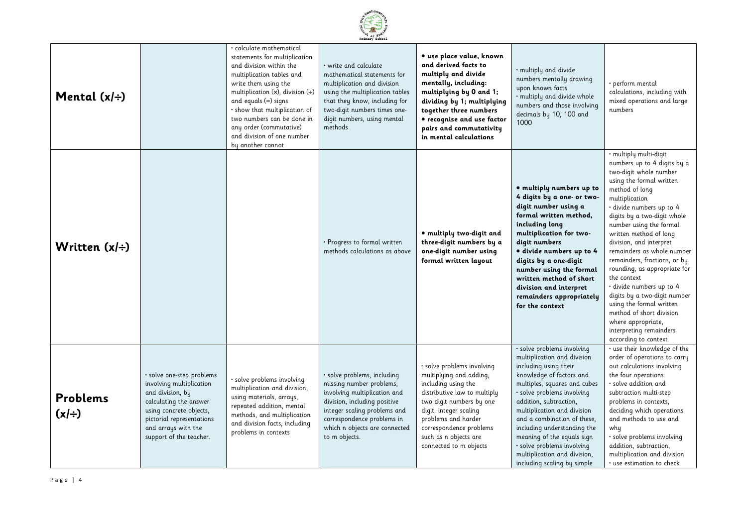| | | | | | | |
|---|---|---|---|---|---|---|
| **Mental (x/÷)** | | • calculate mathematical statements for multiplication and division within the multiplication tables and write them using the multiplication (x), division (÷) and equals (=) signs<br>• show that multiplication of two numbers can be done in any order (commutative) and division of one number by another cannot | • write and calculate mathematical statements for multiplication and division using the multiplication tables that they know, including for two-digit numbers times one-digit numbers, using mental methods | **• use place value, known and derived facts to multiply and divide mentally, including: multiplying by 0 and 1; dividing by 1; multiplying together three numbers**<br>**• recognise and use factor pairs and commutativity in mental calculations** | • multiply and divide numbers mentally drawing upon known facts<br>• multiply and divide whole numbers and those involving decimals by 10, 100 and 1000 | • perform mental calculations, including with mixed operations and large numbers |
| **Written (x/÷)** | | | • Progress to formal written methods calculations as above | **• multiply two-digit and three-digit numbers by a one-digit number using formal written layout** | **• multiply numbers up to 4 digits by a one- or two-digit number using a formal written method, including long multiplication for two-digit numbers**<br>**• divide numbers up to 4 digits by a one-digit number using the formal written method of short division and interpret remainders appropriately for the context** | • multiply multi-digit numbers up to 4 digits by a two-digit whole number using the formal written method of long multiplication<br>• divide numbers up to 4 digits by a two-digit whole number using the formal written method of long division, and interpret remainders as whole number remainders, fractions, or by rounding, as appropriate for the context<br>• divide numbers up to 4 digits by a two-digit number using the formal written method of short division where appropriate, interpreting remainders according to context |
| **Problems (x/÷)** | • solve one-step problems involving multiplication and division, by calculating the answer using concrete objects, pictorial representations and arrays with the support of the teacher. | • solve problems involving multiplication and division, using materials, arrays, repeated addition, mental methods, and multiplication and division facts, including problems in contexts | • solve problems, including missing number problems, involving multiplication and division, including positive integer scaling problems and correspondence problems in which n objects are connected to m objects. | • solve problems involving multiplying and adding, including using the distributive law to multiply two digit numbers by one digit, integer scaling problems and harder correspondence problems such as n objects are connected to m objects | • solve problems involving multiplication and division including using their knowledge of factors and multiples, squares and cubes<br>• solve problems involving addition, subtraction, multiplication and division and a combination of these, including understanding the meaning of the equals sign<br>• solve problems involving multiplication and division, including scaling by simple | • use their knowledge of the order of operations to carry out calculations involving the four operations<br>• solve addition and subtraction multi-step problems in contexts, deciding which operations and methods to use and why<br>• solve problems involving addition, subtraction, multiplication and division<br>• use estimation to check |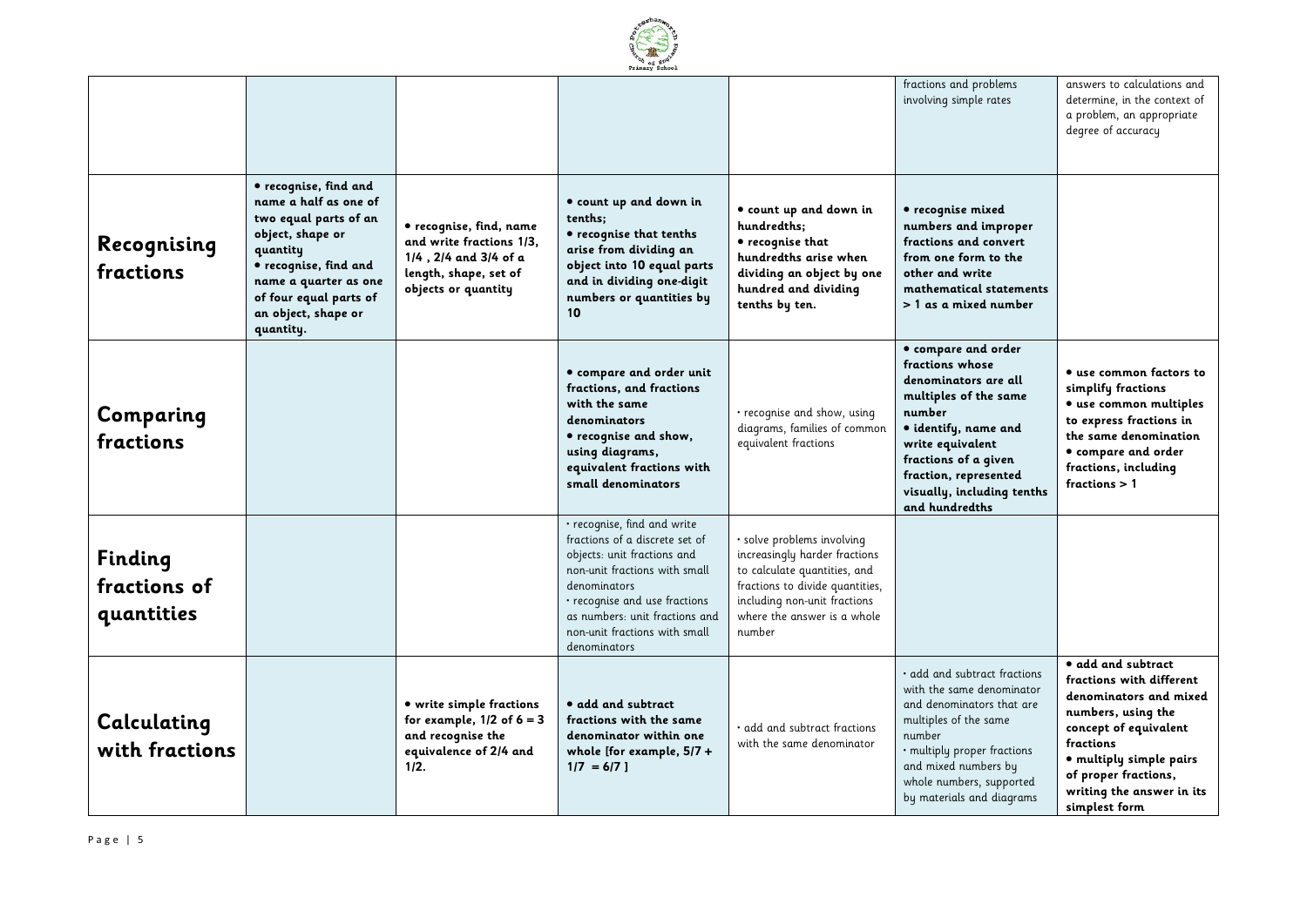| | | | | | | |
|---|---|---|---|---|---|---|
| | | | | | fractions and problems involving simple rates | answers to calculations and determine, in the context of a problem, an appropriate degree of accuracy |
| **Recognising fractions** | **• recognise, find and name a half as one of two equal parts of an object, shape or quantity** **• recognise, find and name a quarter as one of four equal parts of an object, shape or quantity.** | **• recognise, find, name and write fractions 1/3, 1/4 , 2/4 and 3/4 of a length, shape, set of objects or quantity** | **• count up and down in tenths;** **• recognise that tenths arise from dividing an object into 10 equal parts and in dividing one-digit numbers or quantities by 10** | **• count up and down in hundredths;** **• recognise that hundredths arise when dividing an object by one hundred and dividing tenths by ten.** | **• recognise mixed numbers and improper fractions and convert from one form to the other and write mathematical statements > 1 as a mixed number** | |
| **Comparing fractions** | | | **• compare and order unit fractions, and fractions with the same denominators** **• recognise and show, using diagrams, equivalent fractions with small denominators** | · recognise and show, using diagrams, families of common equivalent fractions | **• compare and order fractions whose denominators are all multiples of the same number** **• identify, name and write equivalent fractions of a given fraction, represented visually, including tenths and hundredths** | **• use common factors to simplify fractions** **• use common multiples to express fractions in the same denomination** **• compare and order fractions, including fractions > 1** |
| **Finding fractions of quantities** | | | · recognise, find and write fractions of a discrete set of objects: unit fractions and non-unit fractions with small denominators · recognise and use fractions as numbers: unit fractions and non-unit fractions with small denominators | · solve problems involving increasingly harder fractions to calculate quantities, and fractions to divide quantities, including non-unit fractions where the answer is a whole number | | |
| **Calculating with fractions** | | **• write simple fractions for example, 1/2 of 6 = 3 and recognise the equivalence of 2/4 and 1/2.** | **• add and subtract fractions with the same denominator within one whole [for example, 5/7 + 1/7 = 6/7 ]** | · add and subtract fractions with the same denominator | · add and subtract fractions with the same denominator and denominators that are multiples of the same number · multiply proper fractions and mixed numbers by whole numbers, supported by materials and diagrams | **• add and subtract fractions with different denominators and mixed numbers, using the concept of equivalent fractions** **• multiply simple pairs of proper fractions, writing the answer in its simplest form** |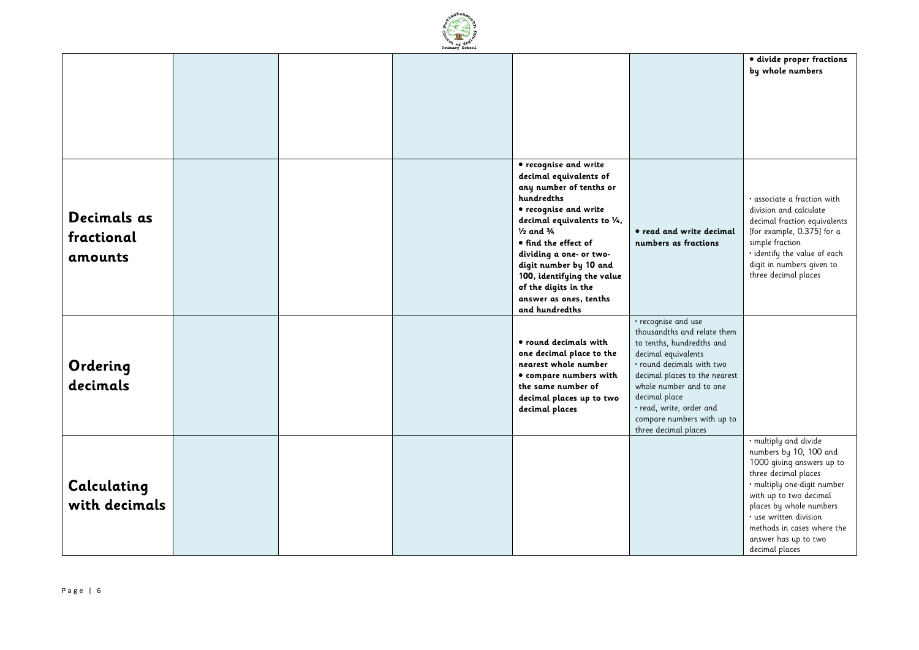| | | | | | | |
|---|---|---|---|---|---|---|
| | | | | | | **• divide proper fractions by whole numbers** |
| **Decimals as fractional amounts** | | | | **• recognise and write decimal equivalents of any number of tenths or hundredths**<br>**• recognise and write decimal equivalents to ¼, ½ and ¾**<br>**• find the effect of dividing a one- or two-digit number by 10 and 100, identifying the value of the digits in the answer as ones, tenths and hundredths** | **• read and write decimal numbers as fractions** | • associate a fraction with division and calculate decimal fraction equivalents [for example, 0.375] for a simple fraction<br>• identify the value of each digit in numbers given to three decimal places |
| **Ordering decimals** | | | | **• round decimals with one decimal place to the nearest whole number**<br>**• compare numbers with the same number of decimal places up to two decimal places** | • recognise and use thousandths and relate them to tenths, hundredths and decimal equivalents<br>• round decimals with two decimal places to the nearest whole number and to one decimal place<br>• read, write, order and compare numbers with up to three decimal places | |
| **Calculating with decimals** | | | | | | • multiply and divide numbers by 10, 100 and 1000 giving answers up to three decimal places<br>• multiply one-digit number with up to two decimal places by whole numbers<br>• use written division methods in cases where the answer has up to two decimal places |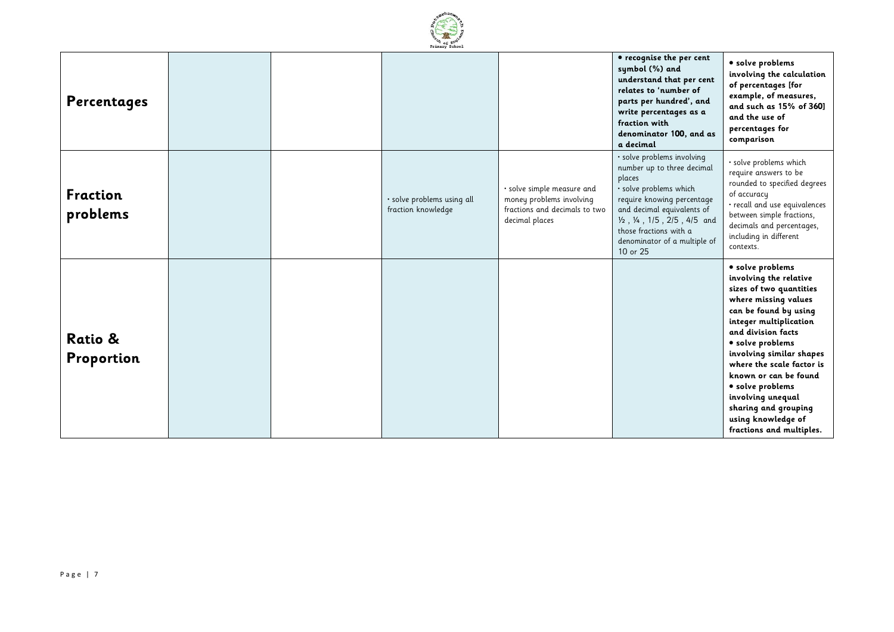| | | | | | | |
|---|---|---|---|---|---|---|
| **Percentages** | | | | | **• recognise the per cent symbol (%) and understand that per cent relates to 'number of parts per hundred', and write percentages as a fraction with denominator 100, and as a decimal** | **• solve problems involving the calculation of percentages [for example, of measures, and such as 15% of 360] and the use of percentages for comparison** |
| **Fraction problems** | | | · solve problems using all fraction knowledge | · solve simple measure and money problems involving fractions and decimals to two decimal places | · solve problems involving number up to three decimal places<br>· solve problems which require knowing percentage and decimal equivalents of ½ , ¼ , 1/5 , 2/5 , 4/5 and those fractions with a denominator of a multiple of 10 or 25 | · solve problems which require answers to be rounded to specified degrees of accuracy<br>· recall and use equivalences between simple fractions, decimals and percentages, including in different contexts. |
| **Ratio & Proportion** | | | | | | **• solve problems involving the relative sizes of two quantities where missing values can be found by using integer multiplication and division facts**<br>**• solve problems involving similar shapes where the scale factor is known or can be found**<br>**• solve problems involving unequal sharing and grouping using knowledge of fractions and multiples.** |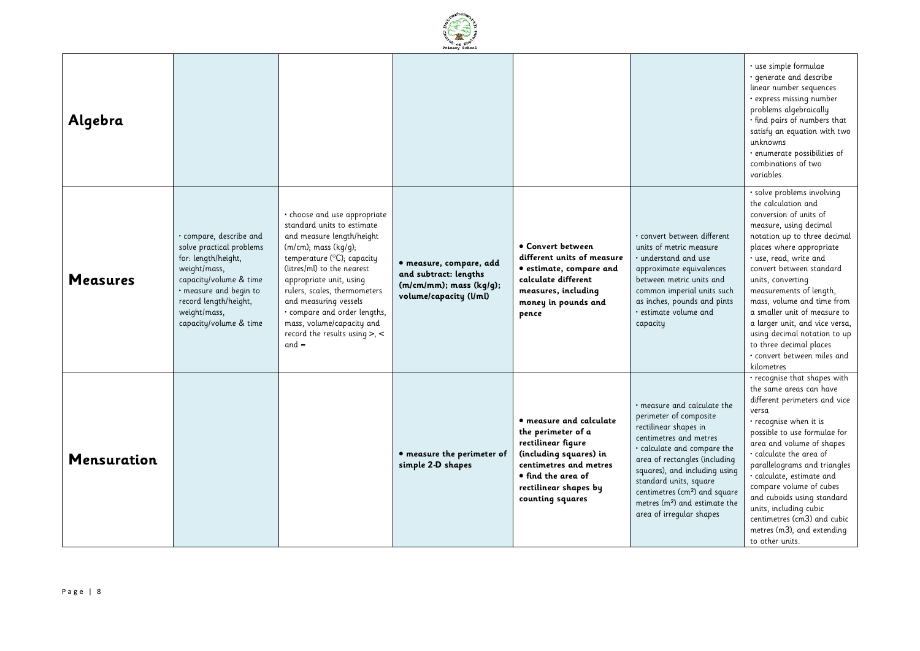| | | | | | | |
|---|---|---|---|---|---|---|
| **Algebra** | | | | | | • use simple formulae<br>• generate and describe linear number sequences<br>• express missing number problems algebraically<br>• find pairs of numbers that satisfy an equation with two unknowns<br>• enumerate possibilities of combinations of two variables. |
| **Measures** | • compare, describe and solve practical problems for: length/height, weight/mass, capacity/volume & time<br>• measure and begin to record length/height, weight/mass, capacity/volume & time | • choose and use appropriate standard units to estimate and measure length/height (m/cm); mass (kg/g); temperature (°C); capacity (litres/ml) to the nearest appropriate unit, using rulers, scales, thermometers and measuring vessels<br>• compare and order lengths, mass, volume/capacity and record the results using >, < and = | **• measure, compare, add and subtract: lengths (m/cm/mm); mass (kg/g); volume/capacity (l/ml)** | **• Convert between different units of measure**<br>**• estimate, compare and calculate different measures, including money in pounds and pence** | • convert between different units of metric measure<br>• understand and use approximate equivalences between metric units and common imperial units such as inches, pounds and pints<br>• estimate volume and capacity | • solve problems involving the calculation and conversion of units of measure, using decimal notation up to three decimal places where appropriate<br>• use, read, write and convert between standard units, converting measurements of length, mass, volume and time from a smaller unit of measure to a larger unit, and vice versa, using decimal notation to up to three decimal places<br>• convert between miles and kilometres |
| **Mensuration** | | | **• measure the perimeter of simple 2-D shapes** | **• measure and calculate the perimeter of a rectilinear figure (including squares) in centimetres and metres**<br>**• find the area of rectilinear shapes by counting squares** | • measure and calculate the perimeter of composite rectilinear shapes in centimetres and metres<br>• calculate and compare the area of rectangles (including squares), and including using standard units, square centimetres ($cm^2$) and square metres ($m^2$) and estimate the area of irregular shapes | • recognise that shapes with the same areas can have different perimeters and vice versa<br>• recognise when it is possible to use formulae for area and volume of shapes<br>• calculate the area of parallelograms and triangles<br>• calculate, estimate and compare volume of cubes and cuboids using standard units, including cubic centimetres (cm3) and cubic metres (m3), and extending to other units. |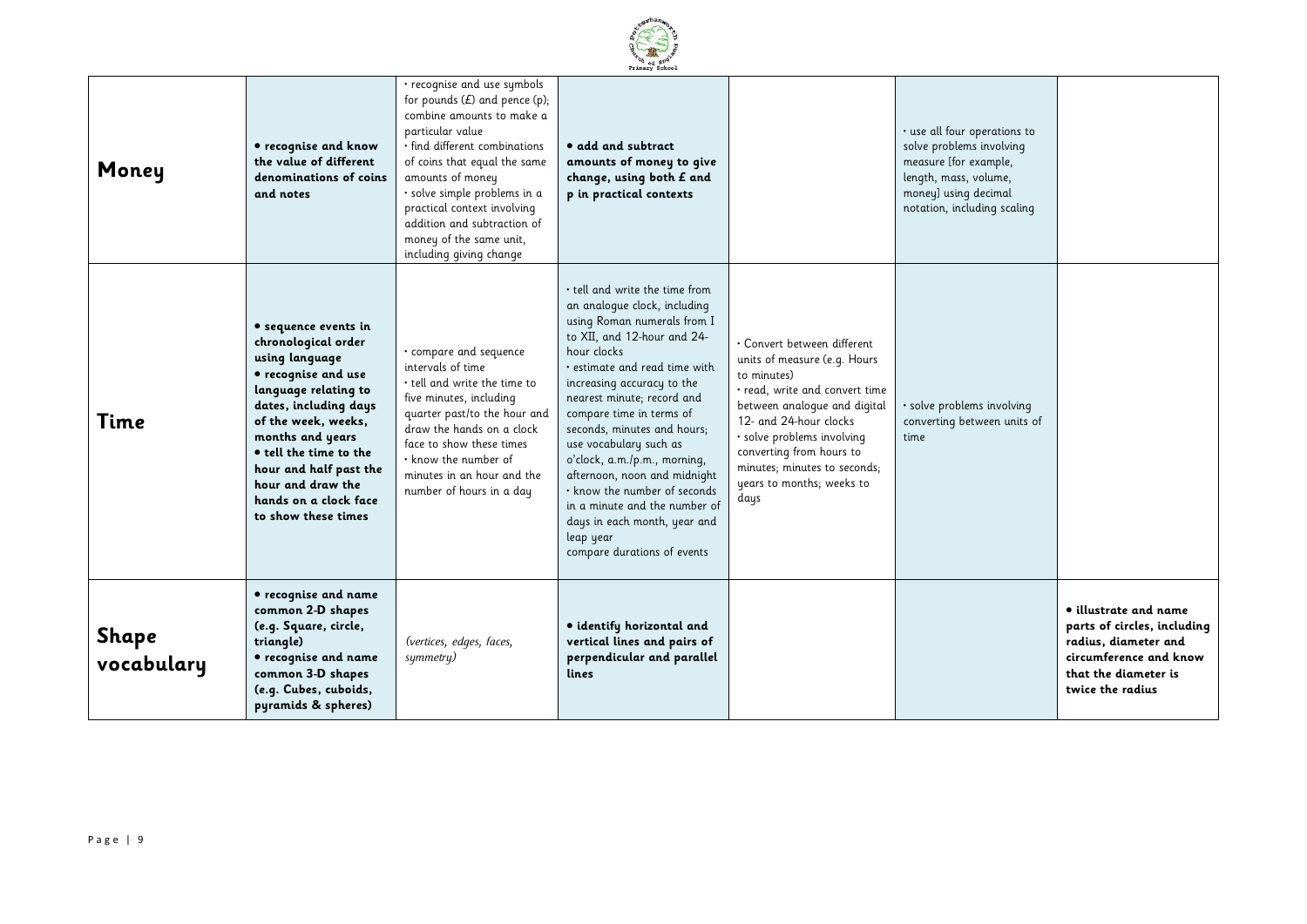| | | | | | | |
|---|---|---|---|---|---|---|
| **Money** | **• recognise and know the value of different denominations of coins and notes** | • recognise and use symbols for pounds (£) and pence (p); combine amounts to make a particular value<br>• find different combinations of coins that equal the same amounts of money<br>• solve simple problems in a practical context involving addition and subtraction of money of the same unit, including giving change | **• add and subtract amounts of money to give change, using both £ and p in practical contexts** | | • use all four operations to solve problems involving measure [for example, length, mass, volume, money] using decimal notation, including scaling | |
| **Time** | **• sequence events in chronological order using language**<br>**• recognise and use language relating to dates, including days of the week, weeks, months and years**<br>**• tell the time to the hour and half past the hour and draw the hands on a clock face to show these times** | • compare and sequence intervals of time<br>• tell and write the time to five minutes, including quarter past/to the hour and draw the hands on a clock face to show these times<br>• know the number of minutes in an hour and the number of hours in a day | • tell and write the time from an analogue clock, including using Roman numerals from I to XII, and 12-hour and 24-hour clocks<br>• estimate and read time with increasing accuracy to the nearest minute; record and compare time in terms of seconds, minutes and hours; use vocabulary such as o'clock, a.m./p.m., morning, afternoon, noon and midnight<br>• know the number of seconds in a minute and the number of days in each month, year and leap year<br>compare durations of events | • Convert between different units of measure (e.g. Hours to minutes)<br>• read, write and convert time between analogue and digital 12- and 24-hour clocks<br>• solve problems involving converting from hours to minutes; minutes to seconds; years to months; weeks to days | • solve problems involving converting between units of time | |
| **Shape vocabulary** | **• recognise and name common 2-D shapes (e.g. Square, circle, triangle)**<br>**• recognise and name common 3-D shapes (e.g. Cubes, cuboids, pyramids & spheres)** | *(vertices, edges, faces, symmetry)* | **• identify horizontal and vertical lines and pairs of perpendicular and parallel lines** | | | **• illustrate and name parts of circles, including radius, diameter and circumference and know that the diameter is twice the radius** |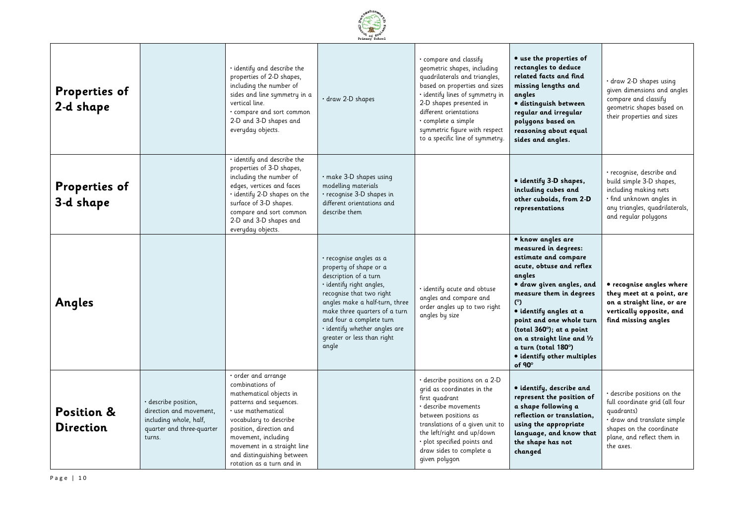| | | | | | | |
|---|---|---|---|---|---|---|
| **Properties of 2-d shape** | | · identify and describe the properties of 2-D shapes, including the number of sides and line symmetry in a vertical line.<br>· compare and sort common 2-D and 3-D shapes and everyday objects. | · draw 2-D shapes | · compare and classify geometric shapes, including quadrilaterals and triangles, based on properties and sizes<br>· identify lines of symmetry in 2-D shapes presented in different orientations<br>· complete a simple symmetric figure with respect to a specific line of symmetry. | **• use the properties of rectangles to deduce related facts and find missing lengths and angles**<br>**• distinguish between regular and irregular polygons based on reasoning about equal sides and angles.** | · draw 2-D shapes using given dimensions and angles compare and classify geometric shapes based on their properties and sizes |
| **Properties of 3-d shape** | | · identify and describe the properties of 3-D shapes, including the number of edges, vertices and faces<br>· identify 2-D shapes on the surface of 3-D shapes. compare and sort common 2-D and 3-D shapes and everyday objects. | · make 3-D shapes using modelling materials<br>· recognise 3-D shapes in different orientations and describe them | | **• identify 3-D shapes, including cubes and other cuboids, from 2-D representations** | · recognise, describe and build simple 3-D shapes, including making nets<br>· find unknown angles in any triangles, quadrilaterals, and regular polygons |
| **Angles** | | | · recognise angles as a property of shape or a description of a turn<br>· identify right angles, recognise that two right angles make a half-turn, three make three quarters of a turn and four a complete turn<br>· identify whether angles are greater or less than right angle | · identify acute and obtuse angles and compare and order angles up to two right angles by size | **• know angles are measured in degrees: estimate and compare acute, obtuse and reflex angles**<br>**• draw given angles, and measure them in degrees (°)**<br>**• identify angles at a point and one whole turn (total 360°); at a point on a straight line and ½ a turn (total 180°)**<br>**• identify other multiples of 90°** | **• recognise angles where they meet at a point, are on a straight line, or are vertically opposite, and find missing angles** |
| **Position & Direction** | · describe position, direction and movement, including whole, half, quarter and three-quarter turns. | · order and arrange combinations of mathematical objects in patterns and sequences.<br>· use mathematical vocabulary to describe position, direction and movement, including movement in a straight line and distinguishing between rotation as a turn and in | | · describe positions on a 2-D grid as coordinates in the first quadrant<br>· describe movements between positions as translations of a given unit to the left/right and up/down<br>· plot specified points and draw sides to complete a given polygon | **• identify, describe and represent the position of a shape following a reflection or translation, using the appropriate language, and know that the shape has not changed** | · describe positions on the full coordinate grid (all four quadrants)<br>· draw and translate simple shapes on the coordinate plane, and reflect them in the axes. |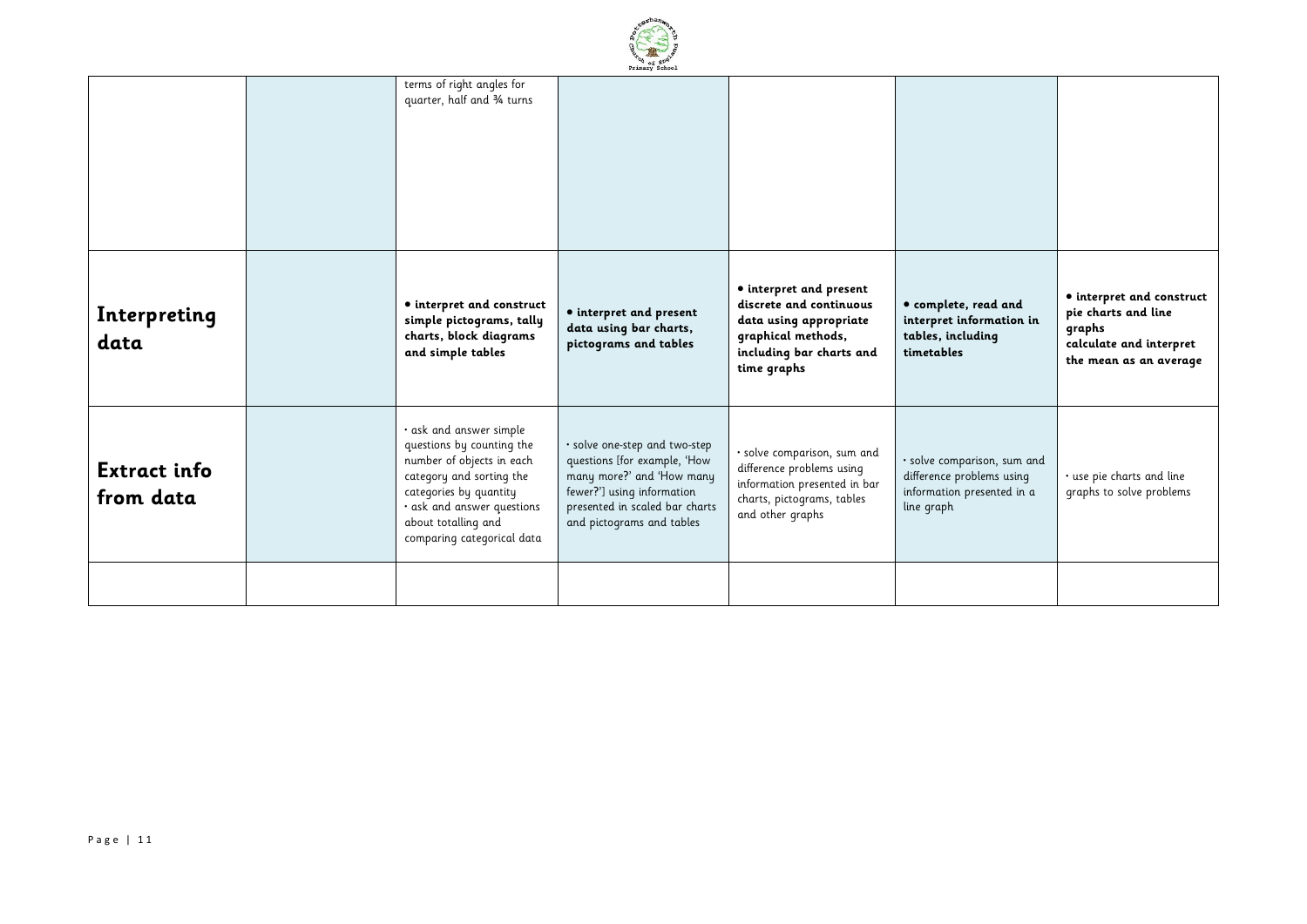| | | | | | | |
|---|---|---|---|---|---|---|
| | | terms of right angles for quarter, half and ¾ turns | | | | |
| **Interpreting data** | | **• interpret and construct simple pictograms, tally charts, block diagrams and simple tables** | **• interpret and present data using bar charts, pictograms and tables** | **• interpret and present discrete and continuous data using appropriate graphical methods, including bar charts and time graphs** | **• complete, read and interpret information in tables, including timetables** | **• interpret and construct pie charts and line graphs calculate and interpret the mean as an average** |
| **Extract info from data** | | · ask and answer simple questions by counting the number of objects in each category and sorting the categories by quantity · ask and answer questions about totalling and comparing categorical data | · solve one-step and two-step questions [for example, 'How many more?' and 'How many fewer?'] using information presented in scaled bar charts and pictograms and tables | · solve comparison, sum and difference problems using information presented in bar charts, pictograms, tables and other graphs | · solve comparison, sum and difference problems using information presented in a line graph | · use pie charts and line graphs to solve problems |
| | | | | | | |